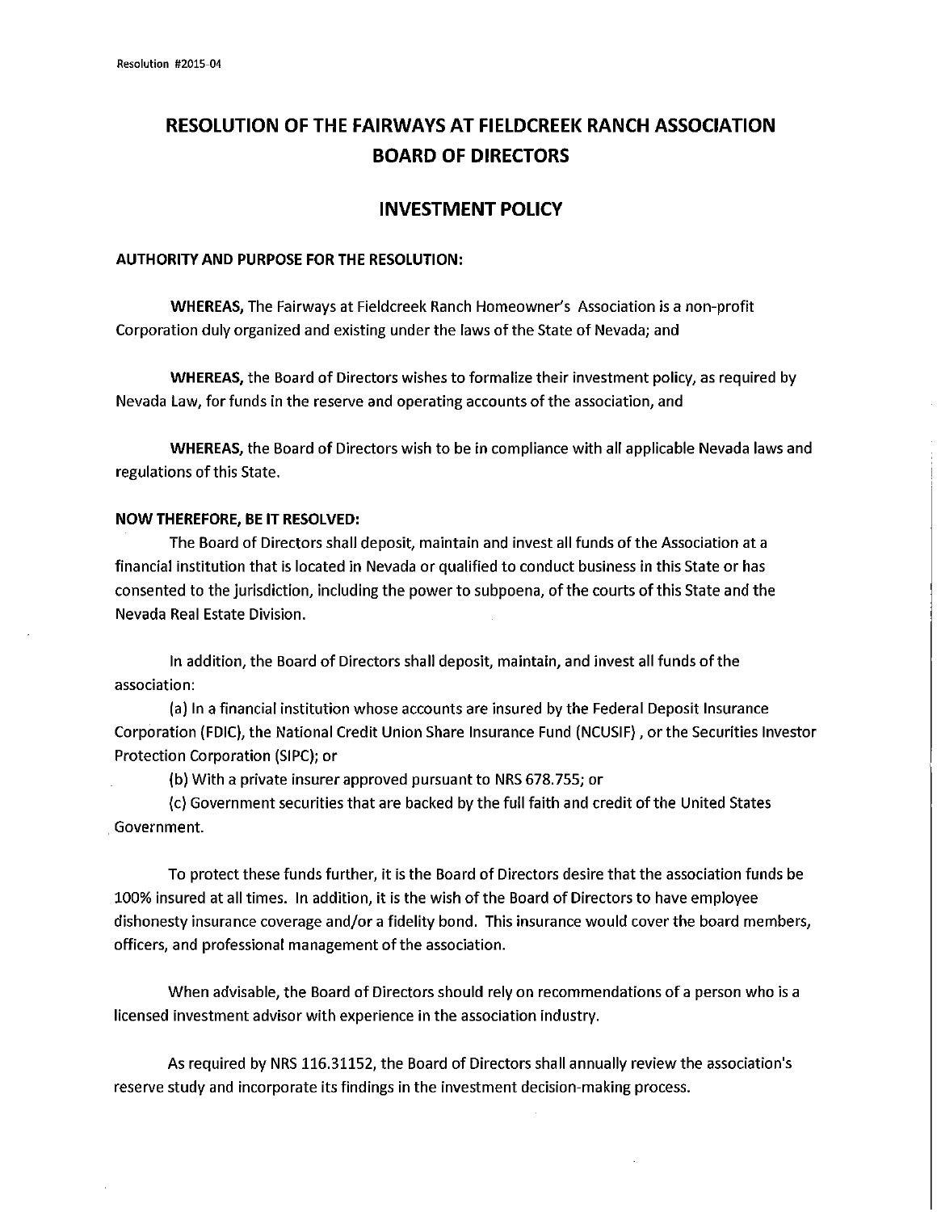Resolution #2015-04

# RESOLUTION OF THE FAIRWAYS AT FIELDCREEK RANCH ASSOCIATION BOARD OF DIRECTORS

## INVESTMENT POLICY

**AUTHORITY AND PURPOSE FOR THE RESOLUTION:**

**WHEREAS,** The Fairways at Fieldcreek Ranch Homeowner's Association is a non-profit Corporation duly organized and existing under the laws of the State of Nevada; and

**WHEREAS,** the Board of Directors wishes to formalize their investment policy, as required by Nevada Law, for funds in the reserve and operating accounts of the association, and

**WHEREAS,** the Board of Directors wish to be in compliance with all applicable Nevada laws and regulations of this State.

**NOW THEREFORE, BE IT RESOLVED:**

The Board of Directors shall deposit, maintain and invest all funds of the Association at a financial institution that is located in Nevada or qualified to conduct business in this State or has consented to the jurisdiction, including the power to subpoena, of the courts of this State and the Nevada Real Estate Division.

In addition, the Board of Directors shall deposit, maintain, and invest all funds of the association:

(a) In a financial institution whose accounts are insured by the Federal Deposit Insurance Corporation (FDIC), the National Credit Union Share Insurance Fund (NCUSIF), or the Securities Investor Protection Corporation (SIPC); or

(b) With a private insurer approved pursuant to NRS 678.755; or

(c) Government securities that are backed by the full faith and credit of the United States Government.

To protect these funds further, it is the Board of Directors desire that the association funds be 100% insured at all times. In addition, it is the wish of the Board of Directors to have employee dishonesty insurance coverage and/or a fidelity bond. This insurance would cover the board members, officers, and professional management of the association.

When advisable, the Board of Directors should rely on recommendations of a person who is a licensed investment advisor with experience in the association industry.

As required by NRS 116.31152, the Board of Directors shall annually review the association's reserve study and incorporate its findings in the investment decision-making process.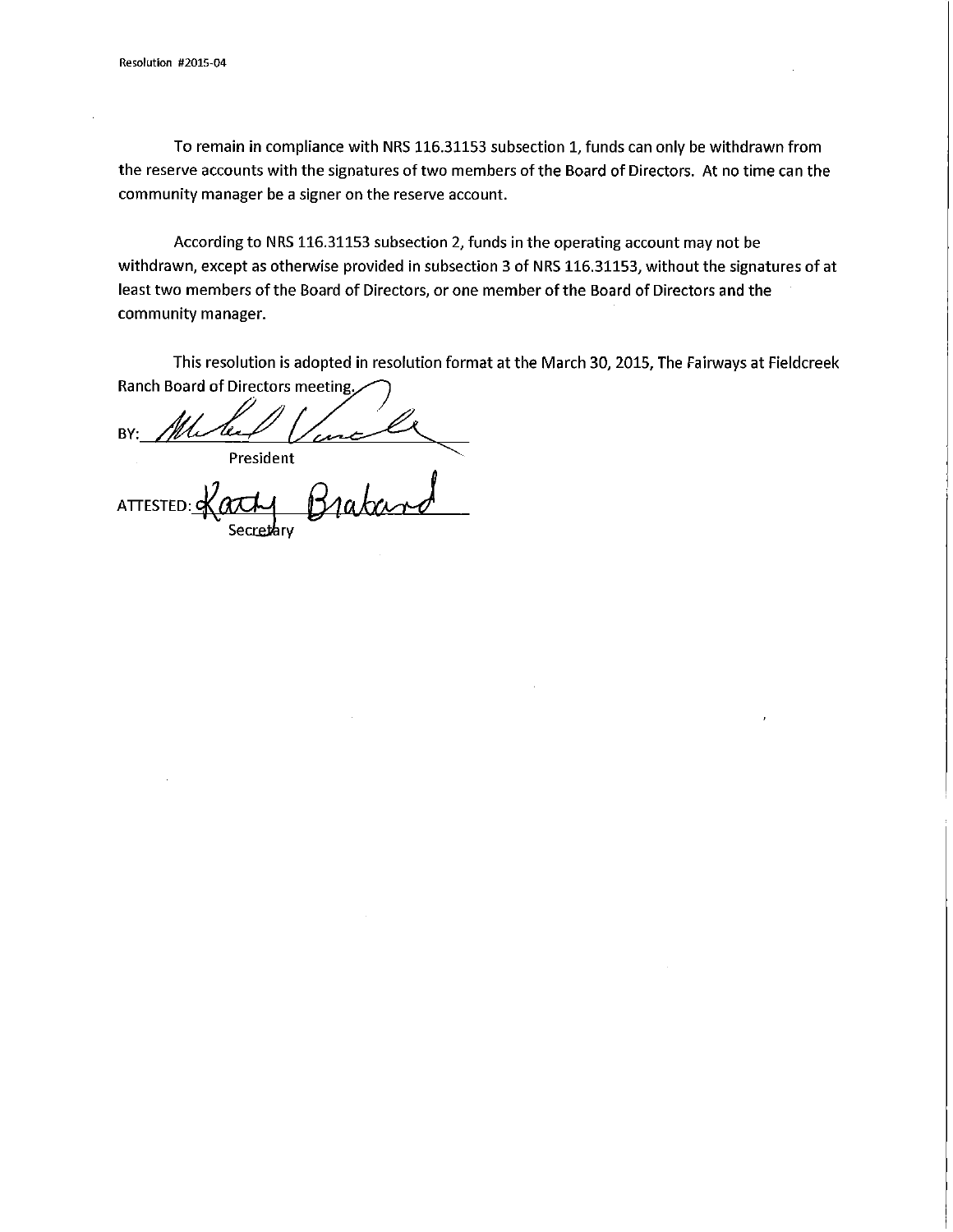To remain in compliance with NRS 116.31153 subsection 1, funds can only be withdrawn from the reserve accounts with the signatures of two members of the Board of Directors. At no time can the community manager be a signer on the reserve account.

According to NRS 116.31153 subsection 2, funds in the operating account may not be withdrawn, except as otherwise provided in subsection 3 of NRS 116.31153, without the signatures of at least two members of the Board of Directors, or one member of the Board of Directors and the community manager.

This resolution is adopted in resolution format at the March 30, 2015, The Fairways at Fieldcreek Ranch Board of Directors meeting.

BY: Michael Vanelle

President

ATTESTED: Kathy Brabant

Secretary